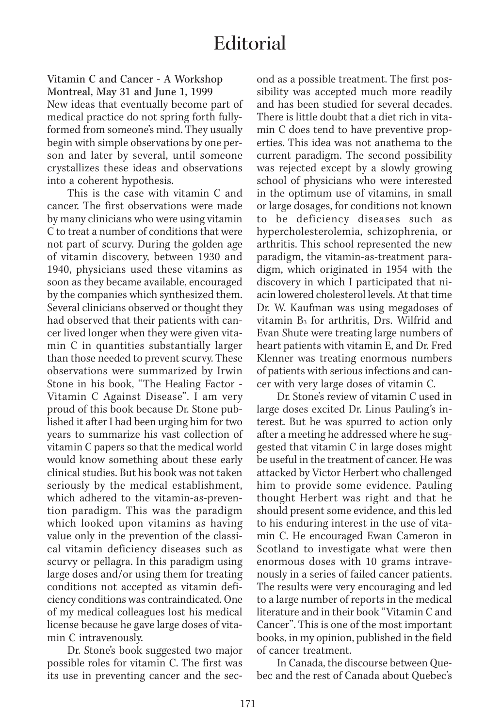# Editorial

**Vitamin C and Cancer - A Workshop Montreal, May 31 and June 1, 1999**

New ideas that eventually become part of medical practice do not spring forth fully-formed from someone's mind. They usually begin with simple observations by one person and later by several, until someone crystallizes these ideas and observations into a coherent hypothesis.

This is the case with vitamin C and cancer. The first observations were made by many clinicians who were using vitamin C to treat a number of conditions that were not part of scurvy. During the golden age of vitamin discovery, between 1930 and 1940, physicians used these vitamins as soon as they became available, encouraged by the companies which synthesized them. Several clinicians observed or thought they had observed that their patients with cancer lived longer when they were given vitamin C in quantities substantially larger than those needed to prevent scurvy. These observations were summarized by Irwin Stone in his book, "The Healing Factor - Vitamin C Against Disease". I am very proud of this book because Dr. Stone published it after I had been urging him for two years to summarize his vast collection of vitamin C papers so that the medical world would know something about these early clinical studies. But his book was not taken seriously by the medical establishment, which adhered to the vitamin-as-prevention paradigm. This was the paradigm which looked upon vitamins as having value only in the prevention of the classical vitamin deficiency diseases such as scurvy or pellagra. In this paradigm using large doses and/or using them for treating conditions not accepted as vitamin deficiency conditions was contraindicated. One of my medical colleagues lost his medical license because he gave large doses of vitamin C intravenously.

Dr. Stone's book suggested two major possible roles for vitamin C. The first was its use in preventing cancer and the second as a possible treatment. The first possibility was accepted much more readily and has been studied for several decades. There is little doubt that a diet rich in vitamin C does tend to have preventive properties. This idea was not anathema to the current paradigm. The second possibility was rejected except by a slowly growing school of physicians who were interested in the optimum use of vitamins, in small or large dosages, for conditions not known to be deficiency diseases such as hypercholesterolemia, schizophrenia, or arthritis. This school represented the new paradigm, the vitamin-as-treatment paradigm, which originated in 1954 with the discovery in which I participated that niacin lowered cholesterol levels. At that time Dr. W. Kaufman was using megadoses of vitamin $B_3$ for arthritis, Drs. Wilfrid and Evan Shute were treating large numbers of heart patients with vitamin E, and Dr. Fred Klenner was treating enormous numbers of patients with serious infections and cancer with very large doses of vitamin C.

Dr. Stone's review of vitamin C used in large doses excited Dr. Linus Pauling's interest. But he was spurred to action only after a meeting he addressed where he suggested that vitamin C in large doses might be useful in the treatment of cancer. He was attacked by Victor Herbert who challenged him to provide some evidence. Pauling thought Herbert was right and that he should present some evidence, and this led to his enduring interest in the use of vitamin C. He encouraged Ewan Cameron in Scotland to investigate what were then enormous doses with 10 grams intravenously in a series of failed cancer patients. The results were very encouraging and led to a large number of reports in the medical literature and in their book "Vitamin C and Cancer". This is one of the most important books, in my opinion, published in the field of cancer treatment.

In Canada, the discourse between Quebec and the rest of Canada about Quebec's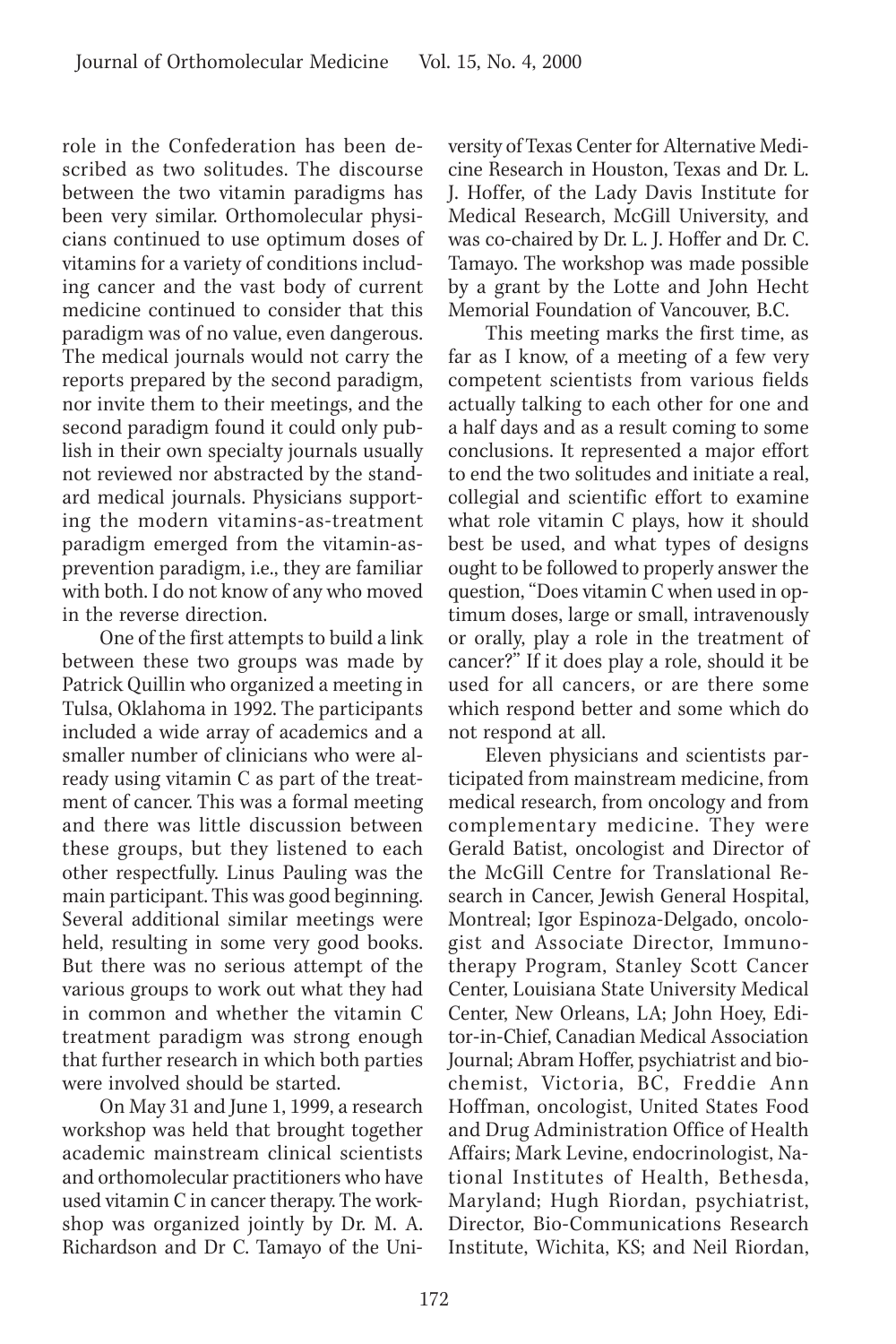role in the Confederation has been described as two solitudes. The discourse between the two vitamin paradigms has been very similar. Orthomolecular physicians continued to use optimum doses of vitamins for a variety of conditions including cancer and the vast body of current medicine continued to consider that this paradigm was of no value, even dangerous. The medical journals would not carry the reports prepared by the second paradigm, nor invite them to their meetings, and the second paradigm found it could only publish in their own specialty journals usually not reviewed nor abstracted by the standard medical journals. Physicians supporting the modern vitamins-as-treatment paradigm emerged from the vitamin-as-prevention paradigm, i.e., they are familiar with both. I do not know of any who moved in the reverse direction.

One of the first attempts to build a link between these two groups was made by Patrick Quillin who organized a meeting in Tulsa, Oklahoma in 1992. The participants included a wide array of academics and a smaller number of clinicians who were already using vitamin C as part of the treatment of cancer. This was a formal meeting and there was little discussion between these groups, but they listened to each other respectfully. Linus Pauling was the main participant. This was good beginning. Several additional similar meetings were held, resulting in some very good books. But there was no serious attempt of the various groups to work out what they had in common and whether the vitamin C treatment paradigm was strong enough that further research in which both parties were involved should be started.

On May 31 and June 1, 1999, a research workshop was held that brought together academic mainstream clinical scientists and orthomolecular practitioners who have used vitamin C in cancer therapy. The workshop was organized jointly by Dr. M. A. Richardson and Dr C. Tamayo of the University of Texas Center for Alternative Medicine Research in Houston, Texas and Dr. L. J. Hoffer, of the Lady Davis Institute for Medical Research, McGill University, and was co-chaired by Dr. L. J. Hoffer and Dr. C. Tamayo. The workshop was made possible by a grant by the Lotte and John Hecht Memorial Foundation of Vancouver, B.C.

This meeting marks the first time, as far as I know, of a meeting of a few very competent scientists from various fields actually talking to each other for one and a half days and as a result coming to some conclusions. It represented a major effort to end the two solitudes and initiate a real, collegial and scientific effort to examine what role vitamin C plays, how it should best be used, and what types of designs ought to be followed to properly answer the question, "Does vitamin C when used in optimum doses, large or small, intravenously or orally, play a role in the treatment of cancer?" If it does play a role, should it be used for all cancers, or are there some which respond better and some which do not respond at all.

Eleven physicians and scientists participated from mainstream medicine, from medical research, from oncology and from complementary medicine. They were Gerald Batist, oncologist and Director of the McGill Centre for Translational Research in Cancer, Jewish General Hospital, Montreal; Igor Espinoza-Delgado, oncologist and Associate Director, Immunotherapy Program, Stanley Scott Cancer Center, Louisiana State University Medical Center, New Orleans, LA; John Hoey, Editor-in-Chief, Canadian Medical Association Journal; Abram Hoffer, psychiatrist and biochemist, Victoria, BC, Freddie Ann Hoffman, oncologist, United States Food and Drug Administration Office of Health Affairs; Mark Levine, endocrinologist, National Institutes of Health, Bethesda, Maryland; Hugh Riordan, psychiatrist, Director, Bio-Communications Research Institute, Wichita, KS; and Neil Riordan,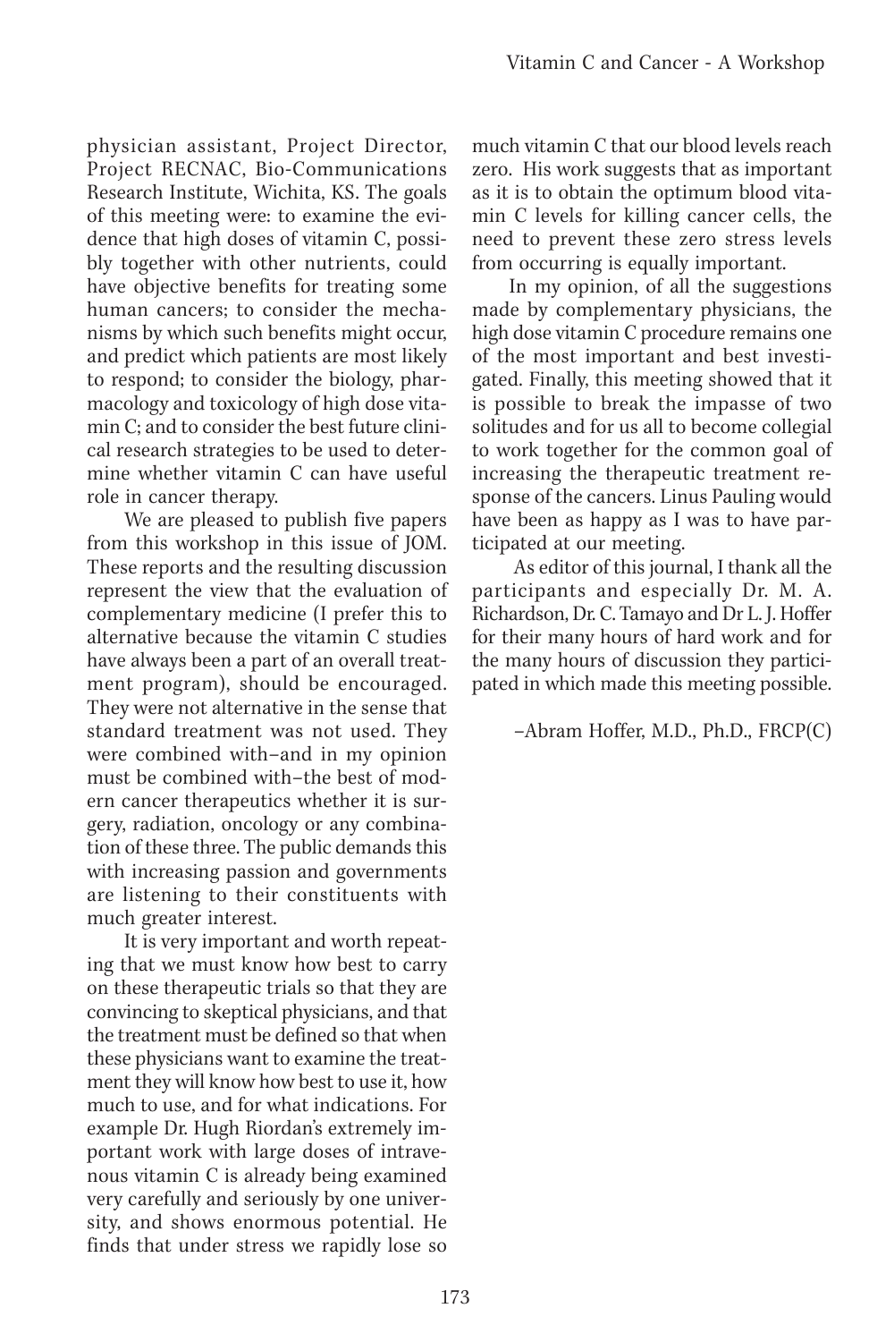physician assistant, Project Director, Project RECNAC, Bio-Communications Research Institute, Wichita, KS. The goals of this meeting were: to examine the evidence that high doses of vitamin C, possibly together with other nutrients, could have objective benefits for treating some human cancers; to consider the mechanisms by which such benefits might occur, and predict which patients are most likely to respond; to consider the biology, pharmacology and toxicology of high dose vitamin C; and to consider the best future clinical research strategies to be used to determine whether vitamin C can have useful role in cancer therapy.

We are pleased to publish five papers from this workshop in this issue of JOM. These reports and the resulting discussion represent the view that the evaluation of complementary medicine (I prefer this to alternative because the vitamin C studies have always been a part of an overall treatment program), should be encouraged. They were not alternative in the sense that standard treatment was not used. They were combined with–and in my opinion must be combined with–the best of modern cancer therapeutics whether it is surgery, radiation, oncology or any combination of these three. The public demands this with increasing passion and governments are listening to their constituents with much greater interest.

It is very important and worth repeating that we must know how best to carry on these therapeutic trials so that they are convincing to skeptical physicians, and that the treatment must be defined so that when these physicians want to examine the treatment they will know how best to use it, how much to use, and for what indications. For example Dr. Hugh Riordan's extremely important work with large doses of intravenous vitamin C is already being examined very carefully and seriously by one university, and shows enormous potential. He finds that under stress we rapidly lose so much vitamin C that our blood levels reach zero. His work suggests that as important as it is to obtain the optimum blood vitamin C levels for killing cancer cells, the need to prevent these zero stress levels from occurring is equally important.

In my opinion, of all the suggestions made by complementary physicians, the high dose vitamin C procedure remains one of the most important and best investigated. Finally, this meeting showed that it is possible to break the impasse of two solitudes and for us all to become collegial to work together for the common goal of increasing the therapeutic treatment response of the cancers. Linus Pauling would have been as happy as I was to have participated at our meeting.

As editor of this journal, I thank all the participants and especially Dr. M. A. Richardson, Dr. C. Tamayo and Dr L. J. Hoffer for their many hours of hard work and for the many hours of discussion they participated in which made this meeting possible.

–Abram Hoffer, M.D., Ph.D., FRCP(C)